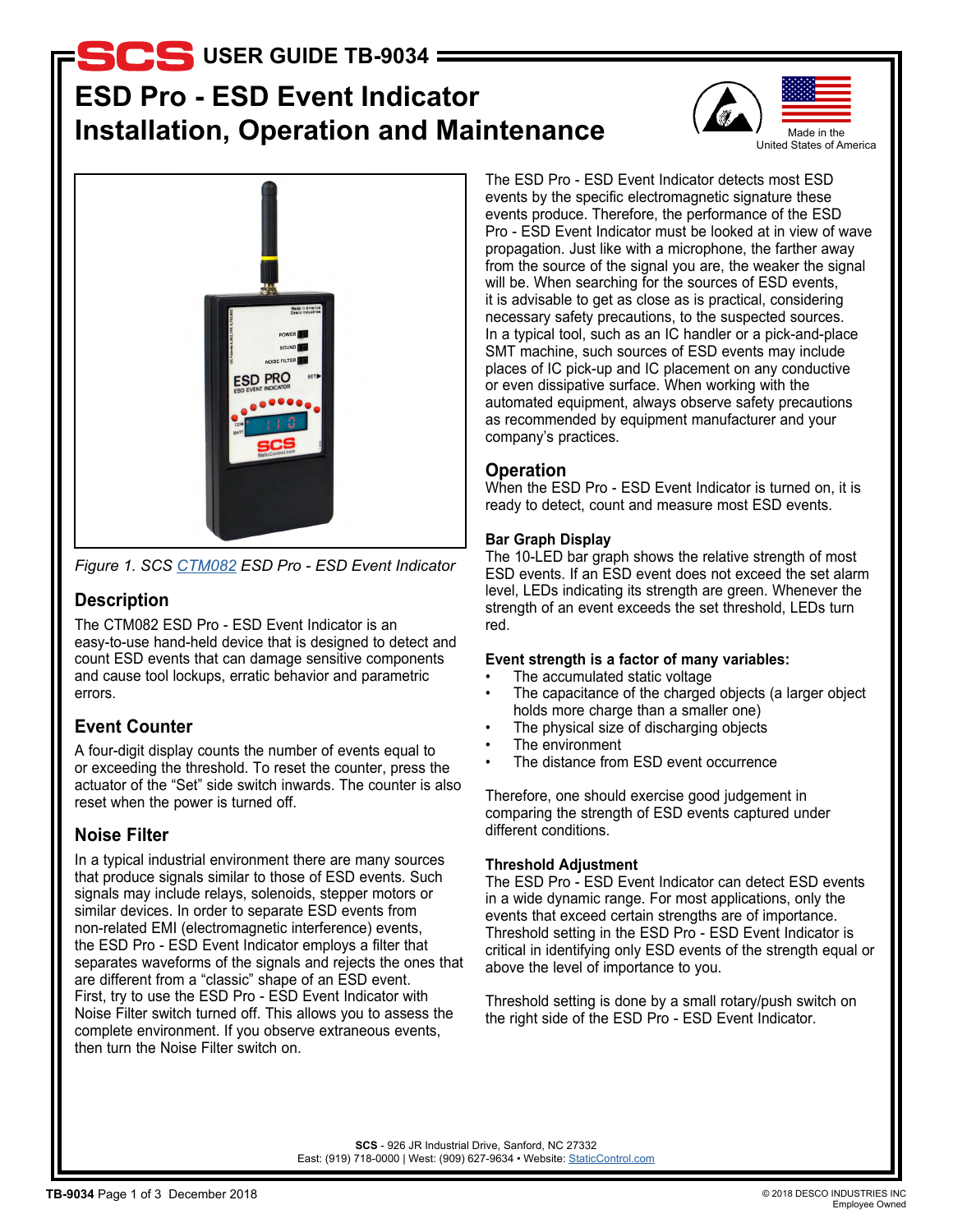# ESD Pro - ESD Event Indicator Installation, Operation and Maintenance

Made in the United States of America

*Figure 1. SCS CTM082 ESD Pro - ESD Event Indicator*

## Description

The CTM082 ESD Pro - ESD Event Indicator is an easy-to-use hand-held device that is designed to detect and count ESD events that can damage sensitive components and cause tool lockups, erratic behavior and parametric errors.

## Event Counter

A four-digit display counts the number of events equal to or exceeding the threshold. To reset the counter, press the actuator of the "Set" side switch inwards. The counter is also reset when the power is turned off.

## Noise Filter

In a typical industrial environment there are many sources that produce signals similar to those of ESD events. Such signals may include relays, solenoids, stepper motors or similar devices. In order to separate ESD events from non-related EMI (electromagnetic interference) events, the ESD Pro - ESD Event Indicator employs a filter that separates waveforms of the signals and rejects the ones that are different from a "classic" shape of an ESD event. First, try to use the ESD Pro - ESD Event Indicator with Noise Filter switch turned off. This allows you to assess the complete environment. If you observe extraneous events, then turn the Noise Filter switch on.

The ESD Pro - ESD Event Indicator detects most ESD events by the specific electromagnetic signature these events produce. Therefore, the performance of the ESD Pro - ESD Event Indicator must be looked at in view of wave propagation. Just like with a microphone, the farther away from the source of the signal you are, the weaker the signal will be. When searching for the sources of ESD events, it is advisable to get as close as is practical, considering necessary safety precautions, to the suspected sources. In a typical tool, such as an IC handler or a pick-and-place SMT machine, such sources of ESD events may include places of IC pick-up and IC placement on any conductive or even dissipative surface. When working with the automated equipment, always observe safety precautions as recommended by equipment manufacturer and your company's practices.

## Operation

When the ESD Pro - ESD Event Indicator is turned on, it is ready to detect, count and measure most ESD events.

### Bar Graph Display

The 10-LED bar graph shows the relative strength of most ESD events. If an ESD event does not exceed the set alarm level, LEDs indicating its strength are green. Whenever the strength of an event exceeds the set threshold, LEDs turn red.

**Event strength is a factor of many variables:**

- The accumulated static voltage
- The capacitance of the charged objects (a larger object holds more charge than a smaller one)
- The physical size of discharging objects
- The environment
- The distance from ESD event occurrence

Therefore, one should exercise good judgement in comparing the strength of ESD events captured under different conditions.

### Threshold Adjustment

The ESD Pro - ESD Event Indicator can detect ESD events in a wide dynamic range. For most applications, only the events that exceed certain strengths are of importance. Threshold setting in the ESD Pro - ESD Event Indicator is critical in identifying only ESD events of the strength equal or above the level of importance to you.

Threshold setting is done by a small rotary/push switch on the right side of the ESD Pro - ESD Event Indicator.

**SCS** - 926 JR Industrial Drive, Sanford, NC 27332
East: (919) 718-0000 | West: (909) 627-9634 • Website: StaticControl.com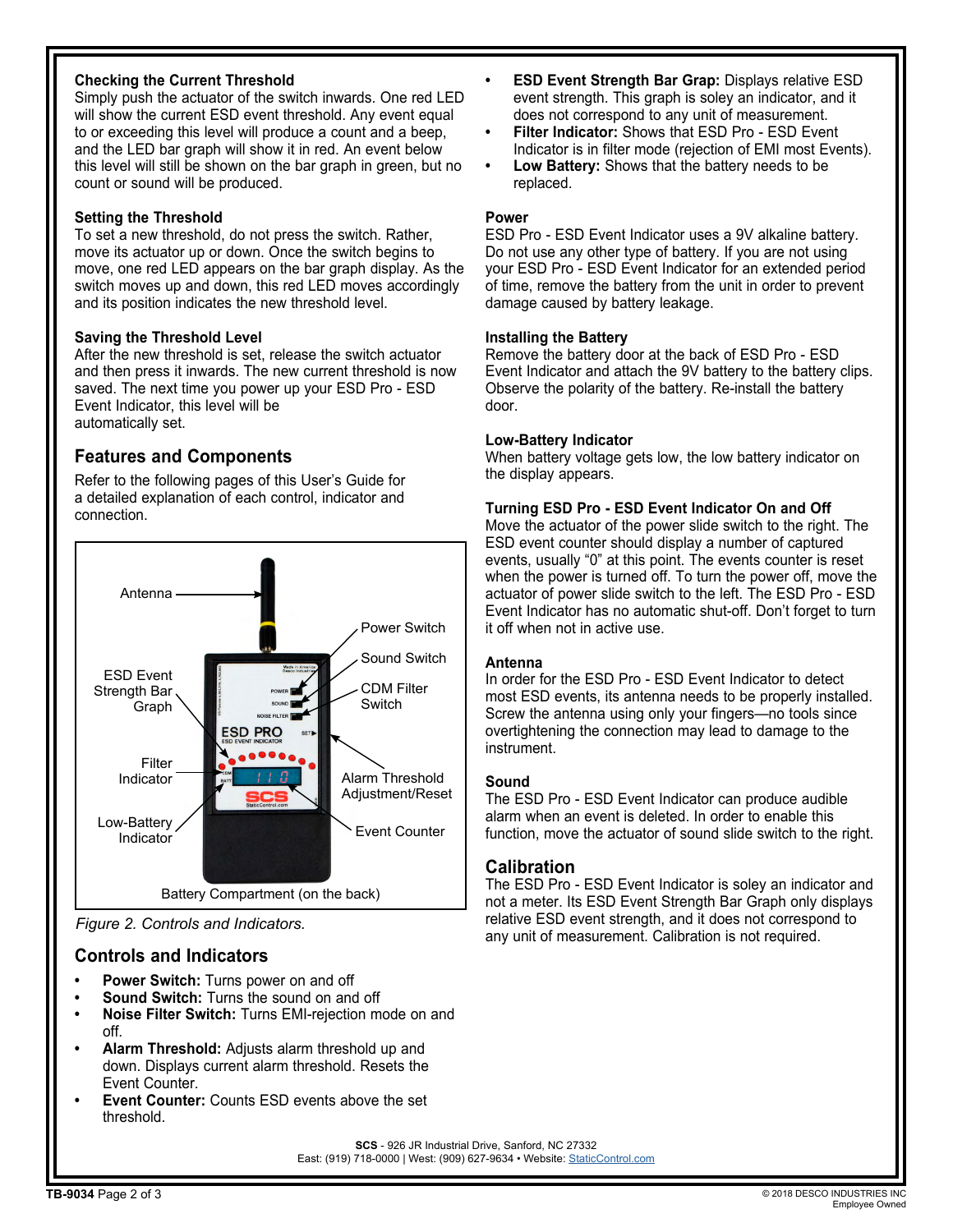### Checking the Current Threshold

Simply push the actuator of the switch inwards. One red LED will show the current ESD event threshold. Any event equal to or exceeding this level will produce a count and a beep, and the LED bar graph will show it in red. An event below this level will still be shown on the bar graph in green, but no count or sound will be produced.

### Setting the Threshold

To set a new threshold, do not press the switch. Rather, move its actuator up or down. Once the switch begins to move, one red LED appears on the bar graph display. As the switch moves up and down, this red LED moves accordingly and its position indicates the new threshold level.

### Saving the Threshold Level

After the new threshold is set, release the switch actuator and then press it inwards. The new current threshold is now saved. The next time you power up your ESD Pro - ESD Event Indicator, this level will be automatically set.

## Features and Components

Refer to the following pages of this User's Guide for a detailed explanation of each control, indicator and connection.

Antenna
Power Switch
Sound Switch
CDM Filter Switch
ESD Event Strength Bar Graph
Filter Indicator
Alarm Threshold Adjustment/Reset
Low-Battery Indicator
Event Counter
Battery Compartment (on the back)

*Figure 2. Controls and Indicators.*

## Controls and Indicators

- **Power Switch:** Turns power on and off
- **Sound Switch:** Turns the sound on and off
- **Noise Filter Switch:** Turns EMI-rejection mode on and off.
- **Alarm Threshold:** Adjusts alarm threshold up and down. Displays current alarm threshold. Resets the Event Counter.
- **Event Counter:** Counts ESD events above the set threshold.
- **ESD Event Strength Bar Grap:** Displays relative ESD event strength. This graph is soley an indicator, and it does not correspond to any unit of measurement.
- **Filter Indicator:** Shows that ESD Pro - ESD Event Indicator is in filter mode (rejection of EMI most Events).
- **Low Battery:** Shows that the battery needs to be replaced.

### Power

ESD Pro - ESD Event Indicator uses a 9V alkaline battery. Do not use any other type of battery. If you are not using your ESD Pro - ESD Event Indicator for an extended period of time, remove the battery from the unit in order to prevent damage caused by battery leakage.

### Installing the Battery

Remove the battery door at the back of ESD Pro - ESD Event Indicator and attach the 9V battery to the battery clips. Observe the polarity of the battery. Re-install the battery door.

### Low-Battery Indicator

When battery voltage gets low, the low battery indicator on the display appears.

### Turning ESD Pro - ESD Event Indicator On and Off

Move the actuator of the power slide switch to the right. The ESD event counter should display a number of captured events, usually "0" at this point. The events counter is reset when the power is turned off. To turn the power off, move the actuator of power slide switch to the left. The ESD Pro - ESD Event Indicator has no automatic shut-off. Don't forget to turn it off when not in active use.

### Antenna

In order for the ESD Pro - ESD Event Indicator to detect most ESD events, its antenna needs to be properly installed. Screw the antenna using only your fingers—no tools since overtightening the connection may lead to damage to the instrument.

### Sound

The ESD Pro - ESD Event Indicator can produce audible alarm when an event is deleted. In order to enable this function, move the actuator of sound slide switch to the right.

## Calibration

The ESD Pro - ESD Event Indicator is soley an indicator and not a meter. Its ESD Event Strength Bar Graph only displays relative ESD event strength, and it does not correspond to any unit of measurement. Calibration is not required.

**SCS** - 926 JR Industrial Drive, Sanford, NC 27332
East: (919) 718-0000 | West: (909) 627-9634 • Website: StaticControl.com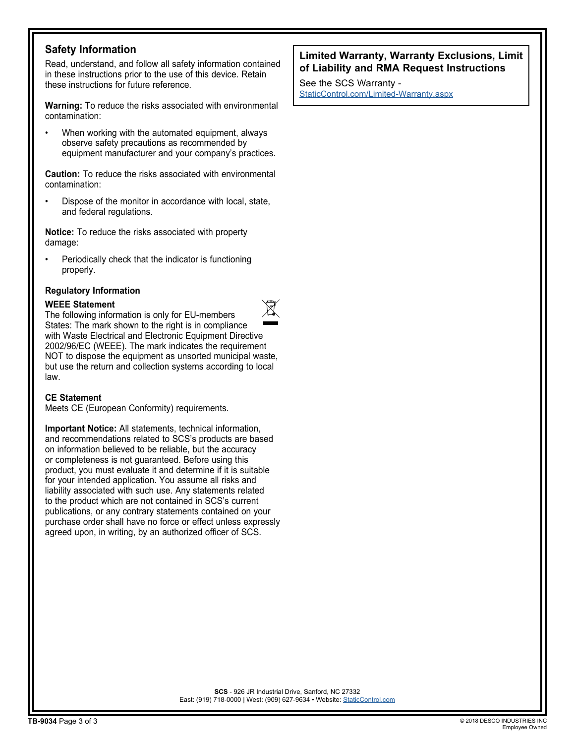## Safety Information

Read, understand, and follow all safety information contained in these instructions prior to the use of this device. Retain these instructions for future reference.

**Warning:** To reduce the risks associated with environmental contamination:

- When working with the automated equipment, always observe safety precautions as recommended by equipment manufacturer and your company's practices.

**Caution:** To reduce the risks associated with environmental contamination:

- Dispose of the monitor in accordance with local, state, and federal regulations.

**Notice:** To reduce the risks associated with property damage:

- Periodically check that the indicator is functioning properly.

### Regulatory Information

**WEEE Statement**
The following information is only for EU-members States: The mark shown to the right is in compliance with Waste Electrical and Electronic Equipment Directive 2002/96/EC (WEEE). The mark indicates the requirement NOT to dispose the equipment as unsorted municipal waste, but use the return and collection systems according to local law.

**CE Statement**
Meets CE (European Conformity) requirements.

**Important Notice:** All statements, technical information, and recommendations related to SCS's products are based on information believed to be reliable, but the accuracy or completeness is not guaranteed. Before using this product, you must evaluate it and determine if it is suitable for your intended application. You assume all risks and liability associated with such use. Any statements related to the product which are not contained in SCS's current publications, or any contrary statements contained on your purchase order shall have no force or effect unless expressly agreed upon, in writing, by an authorized officer of SCS.

### Limited Warranty, Warranty Exclusions, Limit of Liability and RMA Request Instructions

See the SCS Warranty - [StaticControl.com/Limited-Warranty.aspx](StaticControl.com/Limited-Warranty.aspx)

**SCS** - 926 JR Industrial Drive, Sanford, NC 27332
East: (919) 718-0000 | West: (909) 627-9634 • Website: [StaticControl.com](StaticControl.com)

© 2018 DESCO INDUSTRIES INC
Employee Owned